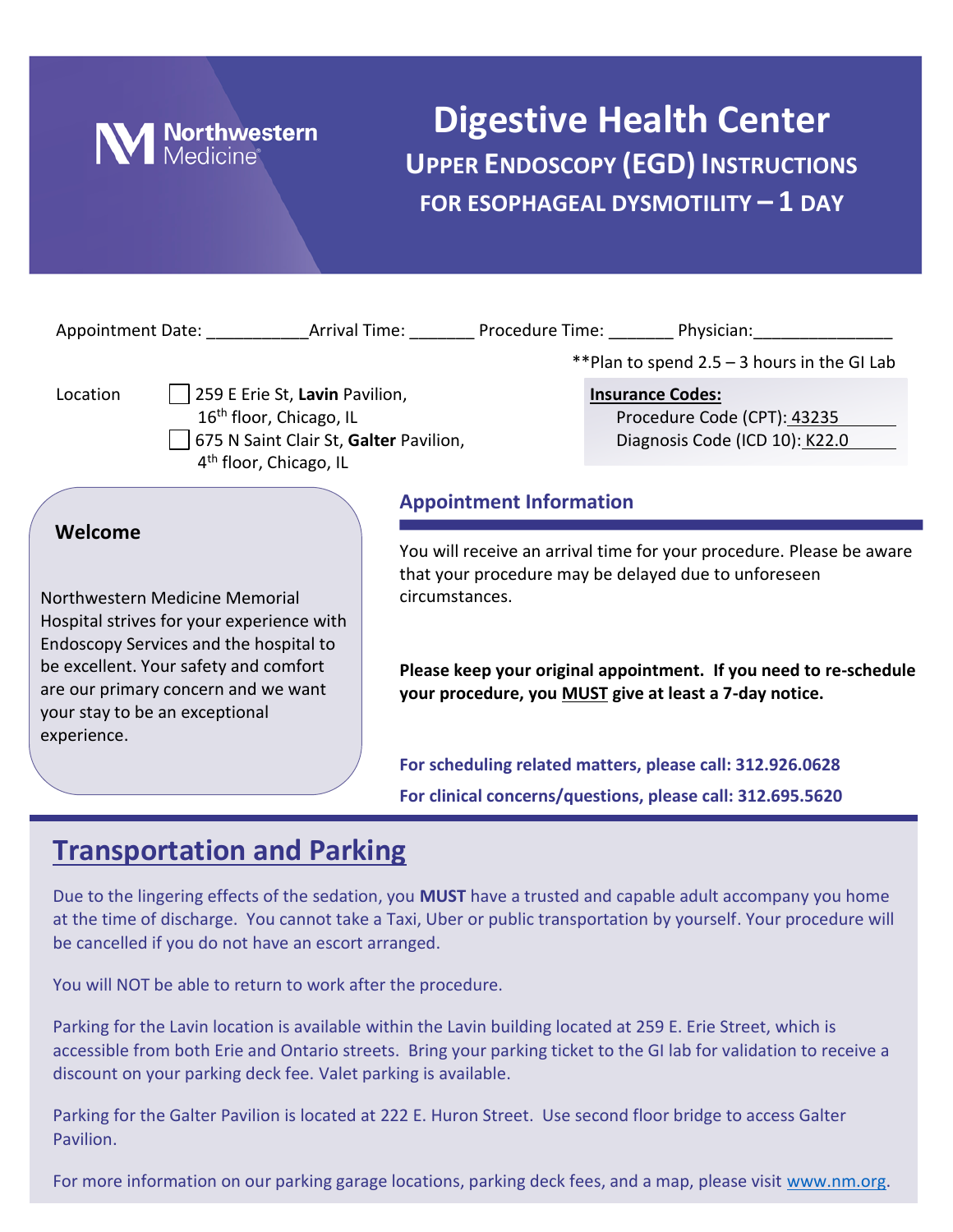Northwestern Medicine

# Digestive Health Center

## UPPER ENDOSCOPY (EGD) INSTRUCTIONS FOR ESOPHAGEAL DYSMOTILITY – 1 DAY

Appointment Date: ___________ Arrival Time: _______ Procedure Time: _______ Physician: _______________

**Plan to spend 2.5 – 3 hours in the GI Lab

Location
- ☐ 259 E Erie St, **Lavin** Pavilion, 16th floor, Chicago, IL
- ☐ 675 N Saint Clair St, **Galter** Pavilion, 4th floor, Chicago, IL

**Insurance Codes:**
Procedure Code (CPT): 43235
Diagnosis Code (ICD 10): K22.0

### Welcome

Northwestern Medicine Memorial Hospital strives for your experience with Endoscopy Services and the hospital to be excellent. Your safety and comfort are our primary concern and we want your stay to be an exceptional experience.

### Appointment Information

You will receive an arrival time for your procedure. Please be aware that your procedure may be delayed due to unforeseen circumstances.

**Please keep your original appointment. If you need to re-schedule your procedure, you MUST give at least a 7-day notice.**

**For scheduling related matters, please call: 312.926.0628**

**For clinical concerns/questions, please call: 312.695.5620**

## Transportation and Parking

Due to the lingering effects of the sedation, you **MUST** have a trusted and capable adult accompany you home at the time of discharge. You cannot take a Taxi, Uber or public transportation by yourself. Your procedure will be cancelled if you do not have an escort arranged.

You will NOT be able to return to work after the procedure.

Parking for the Lavin location is available within the Lavin building located at 259 E. Erie Street, which is accessible from both Erie and Ontario streets. Bring your parking ticket to the GI lab for validation to receive a discount on your parking deck fee. Valet parking is available.

Parking for the Galter Pavilion is located at 222 E. Huron Street. Use second floor bridge to access Galter Pavilion.

For more information on our parking garage locations, parking deck fees, and a map, please visit www.nm.org.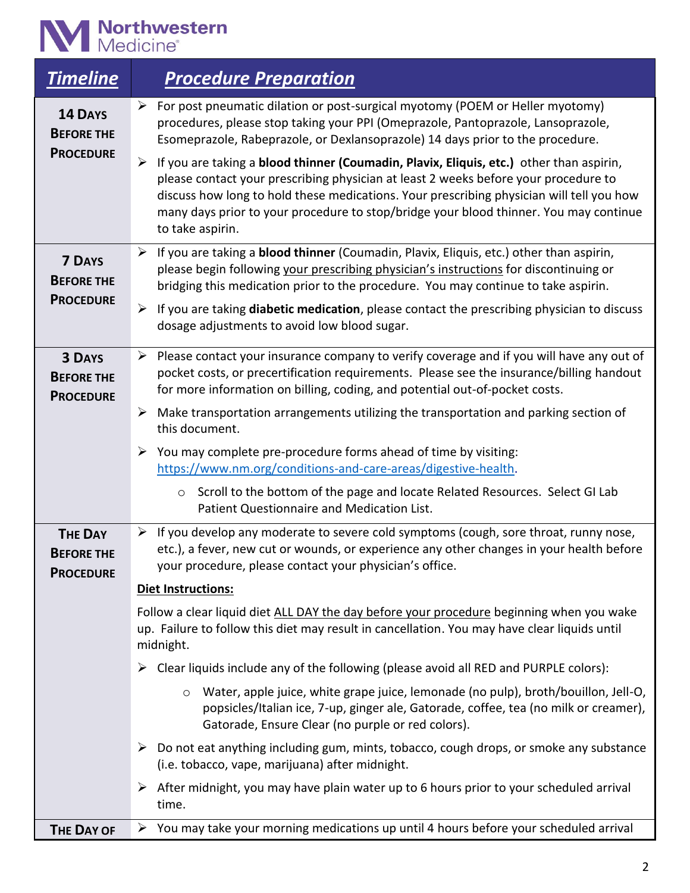| ***Timeline*** | ***Procedure Preparation*** |
|---|---|
| **14 Days Before the Procedure** | ➢ For post pneumatic dilation or post-surgical myotomy (POEM or Heller myotomy) procedures, please stop taking your PPI (Omeprazole, Pantoprazole, Lansoprazole, Esomeprazole, Rabeprazole, or Dexlansoprazole) 14 days prior to the procedure.<br><br>➢ If you are taking a **blood thinner (Coumadin, Plavix, Eliquis, etc.)** other than aspirin, please contact your prescribing physician at least 2 weeks before your procedure to discuss how long to hold these medications. Your prescribing physician will tell you how many days prior to your procedure to stop/bridge your blood thinner. You may continue to take aspirin. |
| **7 Days Before the Procedure** | ➢ If you are taking a **blood thinner** (Coumadin, Plavix, Eliquis, etc.) other than aspirin, please begin following your prescribing physician's instructions for discontinuing or bridging this medication prior to the procedure. You may continue to take aspirin.<br><br>➢ If you are taking **diabetic medication**, please contact the prescribing physician to discuss dosage adjustments to avoid low blood sugar. |
| **3 Days Before the Procedure** | ➢ Please contact your insurance company to verify coverage and if you will have any out of pocket costs, or precertification requirements. Please see the insurance/billing handout for more information on billing, coding, and potential out-of-pocket costs.<br><br>➢ Make transportation arrangements utilizing the transportation and parking section of this document.<br><br>➢ You may complete pre-procedure forms ahead of time by visiting: https://www.nm.org/conditions-and-care-areas/digestive-health.<br><br>○ Scroll to the bottom of the page and locate Related Resources. Select GI Lab Patient Questionnaire and Medication List. |
| **The Day Before the Procedure** | ➢ If you develop any moderate to severe cold symptoms (cough, sore throat, runny nose, etc.), a fever, new cut or wounds, or experience any other changes in your health before your procedure, please contact your physician's office.<br><br>**Diet Instructions:**<br><br>Follow a clear liquid diet ALL DAY the day before your procedure beginning when you wake up. Failure to follow this diet may result in cancellation. You may have clear liquids until midnight.<br><br>➢ Clear liquids include any of the following (please avoid all RED and PURPLE colors):<br><br>○ Water, apple juice, white grape juice, lemonade (no pulp), broth/bouillon, Jell-O, popsicles/Italian ice, 7-up, ginger ale, Gatorade, coffee, tea (no milk or creamer), Gatorade, Ensure Clear (no purple or red colors).<br><br>➢ Do not eat anything including gum, mints, tobacco, cough drops, or smoke any substance (i.e. tobacco, vape, marijuana) after midnight.<br><br>➢ After midnight, you may have plain water up to 6 hours prior to your scheduled arrival time. |
| **The Day of** | ➢ You may take your morning medications up until 4 hours before your scheduled arrival |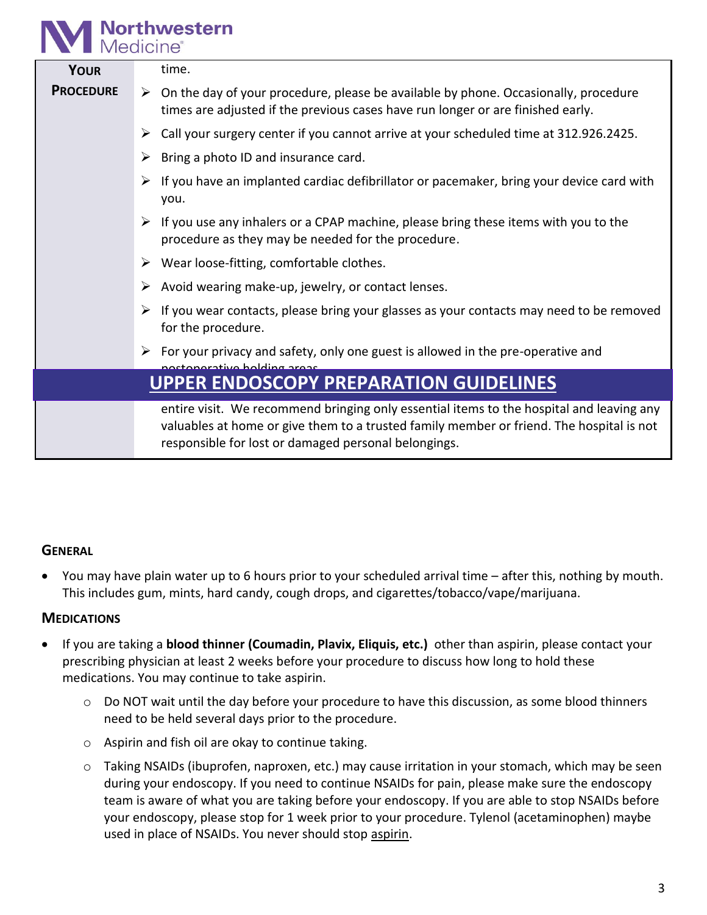| **YOUR PROCEDURE** | time. |
|---|---|
| | ➢ On the day of your procedure, please be available by phone. Occasionally, procedure times are adjusted if the previous cases have run longer or are finished early. |
| | ➢ Call your surgery center if you cannot arrive at your scheduled time at 312.926.2425. |
| | ➢ Bring a photo ID and insurance card. |
| | ➢ If you have an implanted cardiac defibrillator or pacemaker, bring your device card with you. |
| | ➢ If you use any inhalers or a CPAP machine, please bring these items with you to the procedure as they may be needed for the procedure. |
| | ➢ Wear loose-fitting, comfortable clothes. |
| | ➢ Avoid wearing make-up, jewelry, or contact lenses. |
| | ➢ If you wear contacts, please bring your glasses as your contacts may need to be removed for the procedure. |
| | ➢ For your privacy and safety, only one guest is allowed in the pre-operative and postoperative holding areas entire visit. We recommend bringing only essential items to the hospital and leaving any valuables at home or give them to a trusted family member or friend. The hospital is not responsible for lost or damaged personal belongings. |

## UPPER ENDOSCOPY PREPARATION GUIDELINES

### GENERAL

- You may have plain water up to 6 hours prior to your scheduled arrival time – after this, nothing by mouth. This includes gum, mints, hard candy, cough drops, and cigarettes/tobacco/vape/marijuana.

### MEDICATIONS

- If you are taking a **blood thinner (Coumadin, Plavix, Eliquis, etc.)** other than aspirin, please contact your prescribing physician at least 2 weeks before your procedure to discuss how long to hold these medications. You may continue to take aspirin.
    - Do NOT wait until the day before your procedure to have this discussion, as some blood thinners need to be held several days prior to the procedure.
    - Aspirin and fish oil are okay to continue taking.
    - Taking NSAIDs (ibuprofen, naproxen, etc.) may cause irritation in your stomach, which may be seen during your endoscopy. If you need to continue NSAIDs for pain, please make sure the endoscopy team is aware of what you are taking before your endoscopy. If you are able to stop NSAIDs before your endoscopy, please stop for 1 week prior to your procedure. Tylenol (acetaminophen) maybe used in place of NSAIDs. You never should stop aspirin.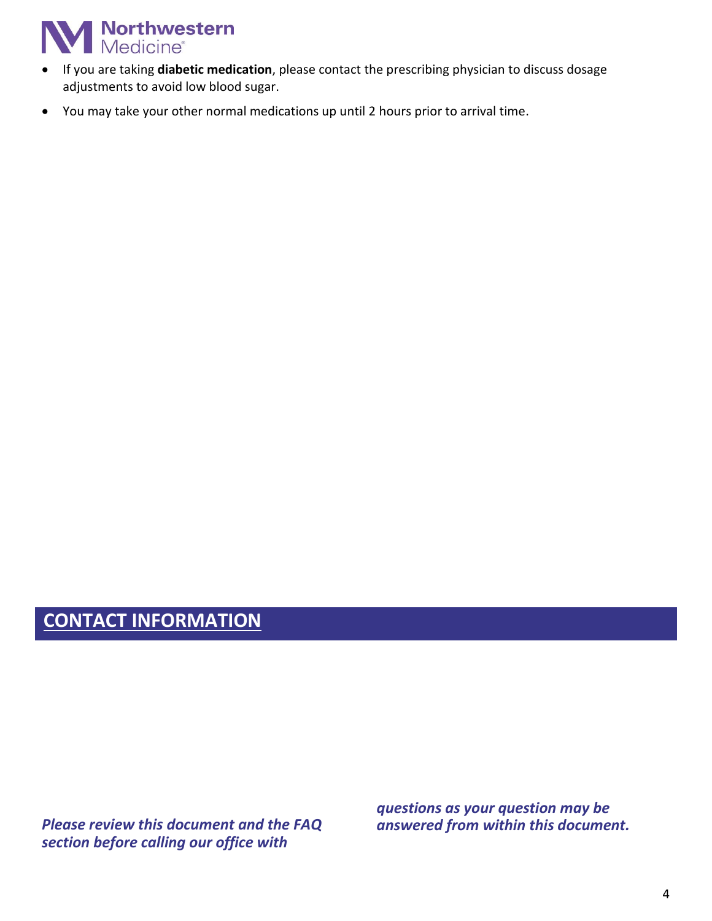- If you are taking **diabetic medication**, please contact the prescribing physician to discuss dosage adjustments to avoid low blood sugar.
- You may take your other normal medications up until 2 hours prior to arrival time.

## CONTACT INFORMATION

***Please review this document and the FAQ section before calling our office with questions as your question may be answered from within this document.***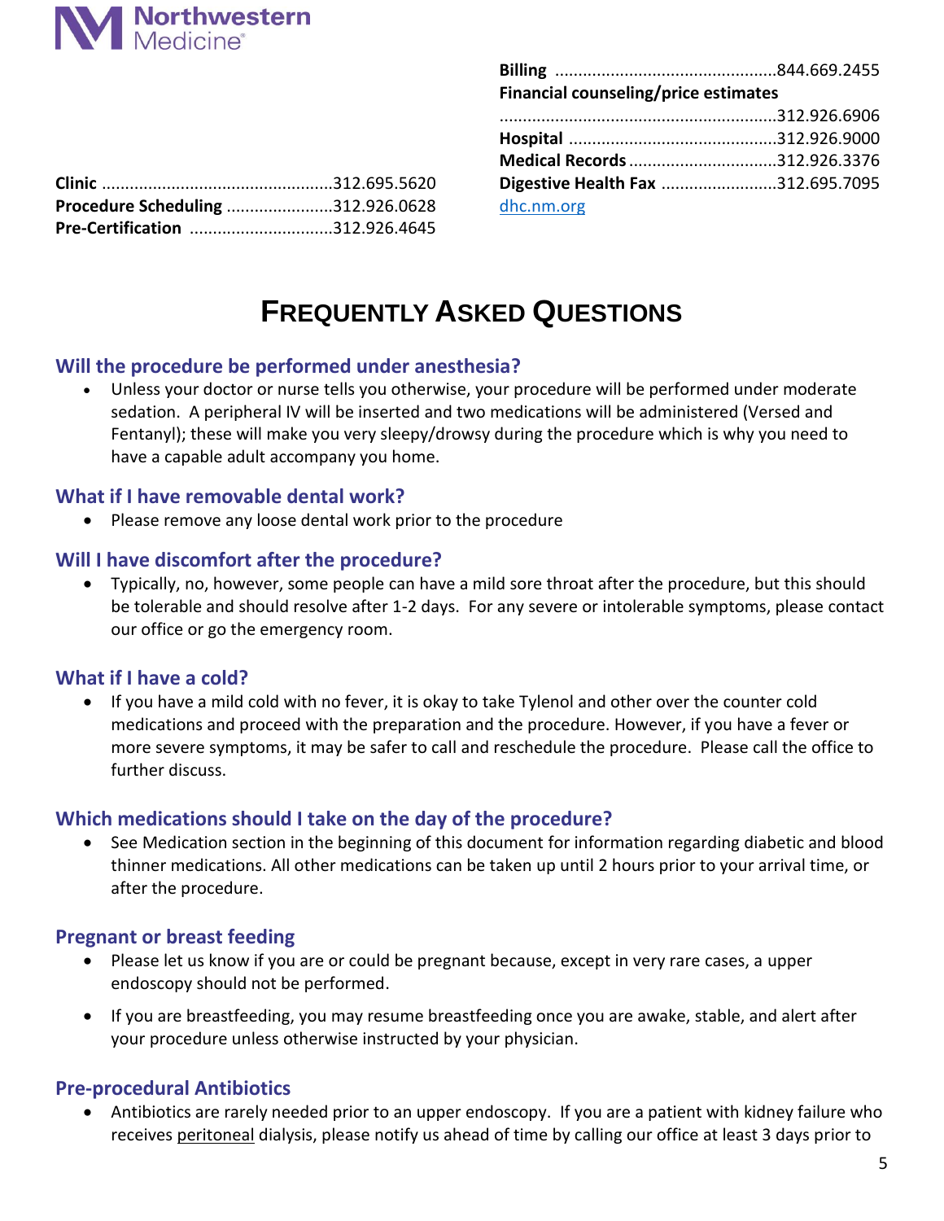**Northwestern Medicine**

**Clinic** ....................................................312.695.5620
**Procedure Scheduling** ........................312.926.0628
**Pre-Certification** ................................312.926.4645

**Billing** ...................................................844.669.2455
**Financial counseling/price estimates** ..............................................................312.926.6906
**Hospital** ................................................312.926.9000
**Medical Records** ..................................312.926.3376
**Digestive Health Fax** ..........................312.695.7095
[dhc.nm.org](http://dhc.nm.org)

# FREQUENTLY ASKED QUESTIONS

## Will the procedure be performed under anesthesia?

- Unless your doctor or nurse tells you otherwise, your procedure will be performed under moderate sedation. A peripheral IV will be inserted and two medications will be administered (Versed and Fentanyl); these will make you very sleepy/drowsy during the procedure which is why you need to have a capable adult accompany you home.

## What if I have removable dental work?

- Please remove any loose dental work prior to the procedure

## Will I have discomfort after the procedure?

- Typically, no, however, some people can have a mild sore throat after the procedure, but this should be tolerable and should resolve after 1-2 days. For any severe or intolerable symptoms, please contact our office or go the emergency room.

## What if I have a cold?

- If you have a mild cold with no fever, it is okay to take Tylenol and other over the counter cold medications and proceed with the preparation and the procedure. However, if you have a fever or more severe symptoms, it may be safer to call and reschedule the procedure. Please call the office to further discuss.

## Which medications should I take on the day of the procedure?

- See Medication section in the beginning of this document for information regarding diabetic and blood thinner medications. All other medications can be taken up until 2 hours prior to your arrival time, or after the procedure.

## Pregnant or breast feeding

- Please let us know if you are or could be pregnant because, except in very rare cases, a upper endoscopy should not be performed.
- If you are breastfeeding, you may resume breastfeeding once you are awake, stable, and alert after your procedure unless otherwise instructed by your physician.

## Pre-procedural Antibiotics

- Antibiotics are rarely needed prior to an upper endoscopy. If you are a patient with kidney failure who receives peritoneal dialysis, please notify us ahead of time by calling our office at least 3 days prior to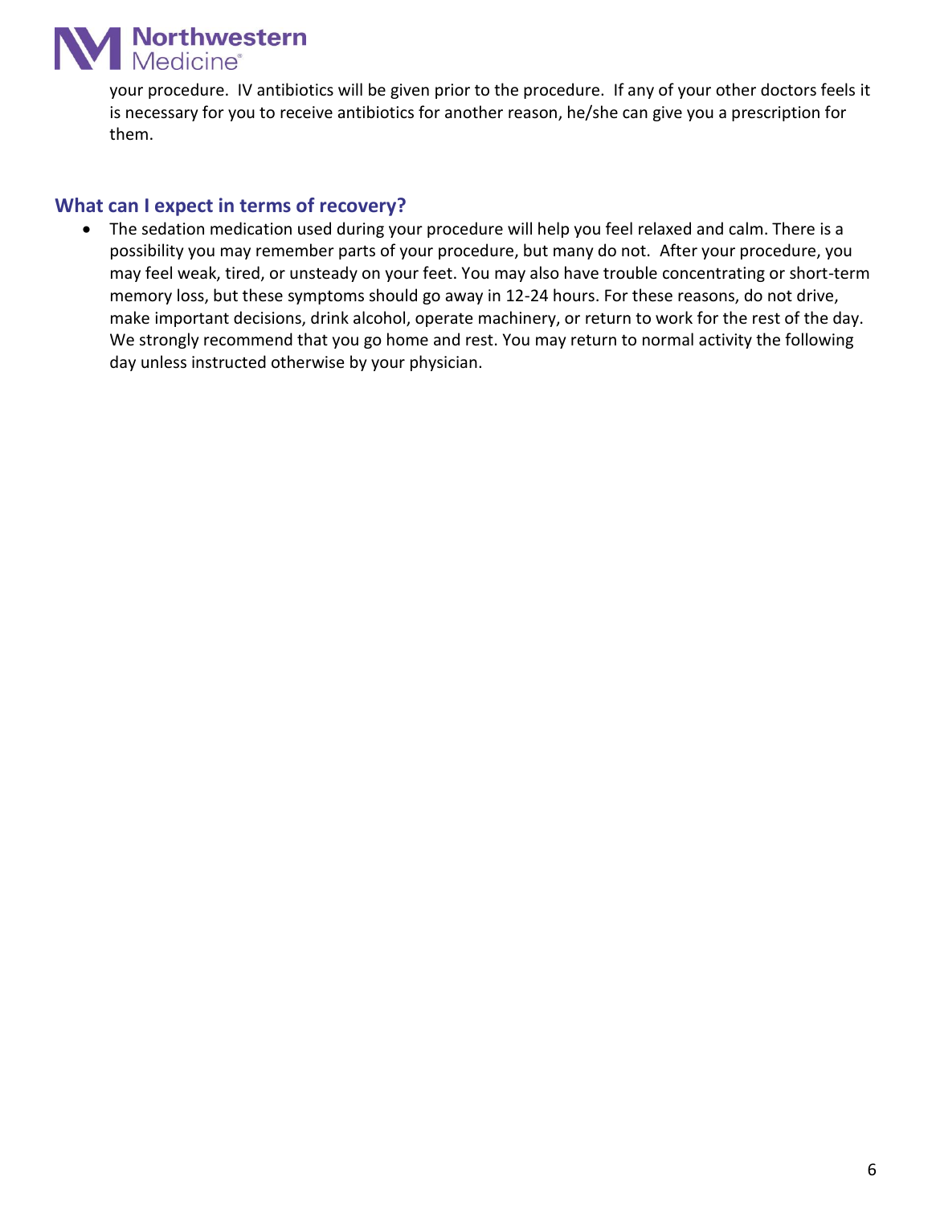your procedure. IV antibiotics will be given prior to the procedure. If any of your other doctors feels it is necessary for you to receive antibiotics for another reason, he/she can give you a prescription for them.

## What can I expect in terms of recovery?

- The sedation medication used during your procedure will help you feel relaxed and calm. There is a possibility you may remember parts of your procedure, but many do not. After your procedure, you may feel weak, tired, or unsteady on your feet. You may also have trouble concentrating or short-term memory loss, but these symptoms should go away in 12-24 hours. For these reasons, do not drive, make important decisions, drink alcohol, operate machinery, or return to work for the rest of the day. We strongly recommend that you go home and rest. You may return to normal activity the following day unless instructed otherwise by your physician.